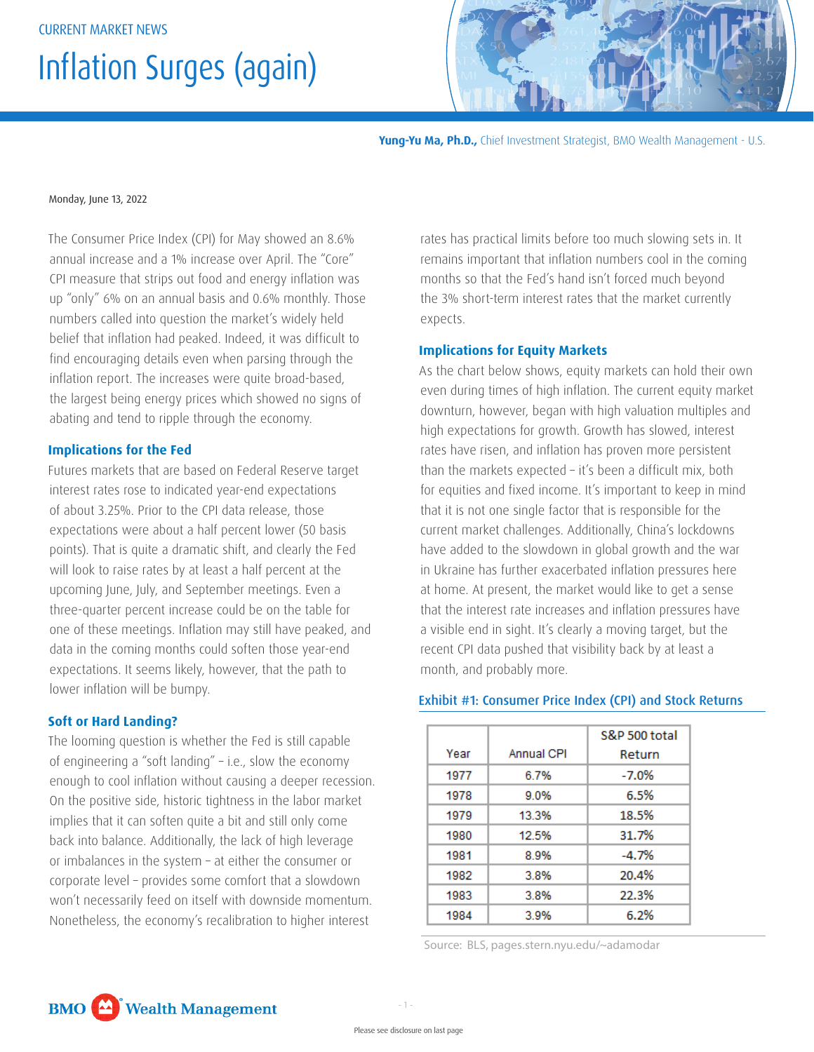CURRENT MARKET NEWS

# Inflation Surges (again)

**Yung-Yu Ma, Ph.D.,** Chief Investment Strategist, BMO Wealth Management - U.S.

Monday, June 13, 2022

The Consumer Price Index (CPI) for May showed an 8.6% annual increase and a 1% increase over April. The "Core" CPI measure that strips out food and energy inflation was up "only" 6% on an annual basis and 0.6% monthly. Those numbers called into question the market's widely held belief that inflation had peaked. Indeed, it was difficult to find encouraging details even when parsing through the inflation report. The increases were quite broad-based, the largest being energy prices which showed no signs of abating and tend to ripple through the economy.

## Implications for the Fed

Futures markets that are based on Federal Reserve target interest rates rose to indicated year-end expectations of about 3.25%. Prior to the CPI data release, those expectations were about a half percent lower (50 basis points). That is quite a dramatic shift, and clearly the Fed will look to raise rates by at least a half percent at the upcoming June, July, and September meetings. Even a three-quarter percent increase could be on the table for one of these meetings. Inflation may still have peaked, and data in the coming months could soften those year-end expectations. It seems likely, however, that the path to lower inflation will be bumpy.

## Soft or Hard Landing?

The looming question is whether the Fed is still capable of engineering a "soft landing" – i.e., slow the economy enough to cool inflation without causing a deeper recession. On the positive side, historic tightness in the labor market implies that it can soften quite a bit and still only come back into balance. Additionally, the lack of high leverage or imbalances in the system – at either the consumer or corporate level – provides some comfort that a slowdown won't necessarily feed on itself with downside momentum. Nonetheless, the economy's recalibration to higher interest rates has practical limits before too much slowing sets in. It remains important that inflation numbers cool in the coming months so that the Fed's hand isn't forced much beyond the 3% short-term interest rates that the market currently expects.

## Implications for Equity Markets

As the chart below shows, equity markets can hold their own even during times of high inflation. The current equity market downturn, however, began with high valuation multiples and high expectations for growth. Growth has slowed, interest rates have risen, and inflation has proven more persistent than the markets expected – it's been a difficult mix, both for equities and fixed income. It's important to keep in mind that it is not one single factor that is responsible for the current market challenges. Additionally, China's lockdowns have added to the slowdown in global growth and the war in Ukraine has further exacerbated inflation pressures here at home. At present, the market would like to get a sense that the interest rate increases and inflation pressures have a visible end in sight. It's clearly a moving target, but the recent CPI data pushed that visibility back by at least a month, and probably more.

**Exhibit #1: Consumer Price Index (CPI) and Stock Returns**

| Year | Annual CPI | S&P 500 total Return |
|---|---|---|
| 1977 | 6.7% | -7.0% |
| 1978 | 9.0% | 6.5% |
| 1979 | 13.3% | 18.5% |
| 1980 | 12.5% | 31.7% |
| 1981 | 8.9% | -4.7% |
| 1982 | 3.8% | 20.4% |
| 1983 | 3.8% | 22.3% |
| 1984 | 3.9% | 6.2% |

Source: BLS, pages.stern.nyu.edu/~adamodar

Please see disclosure on last page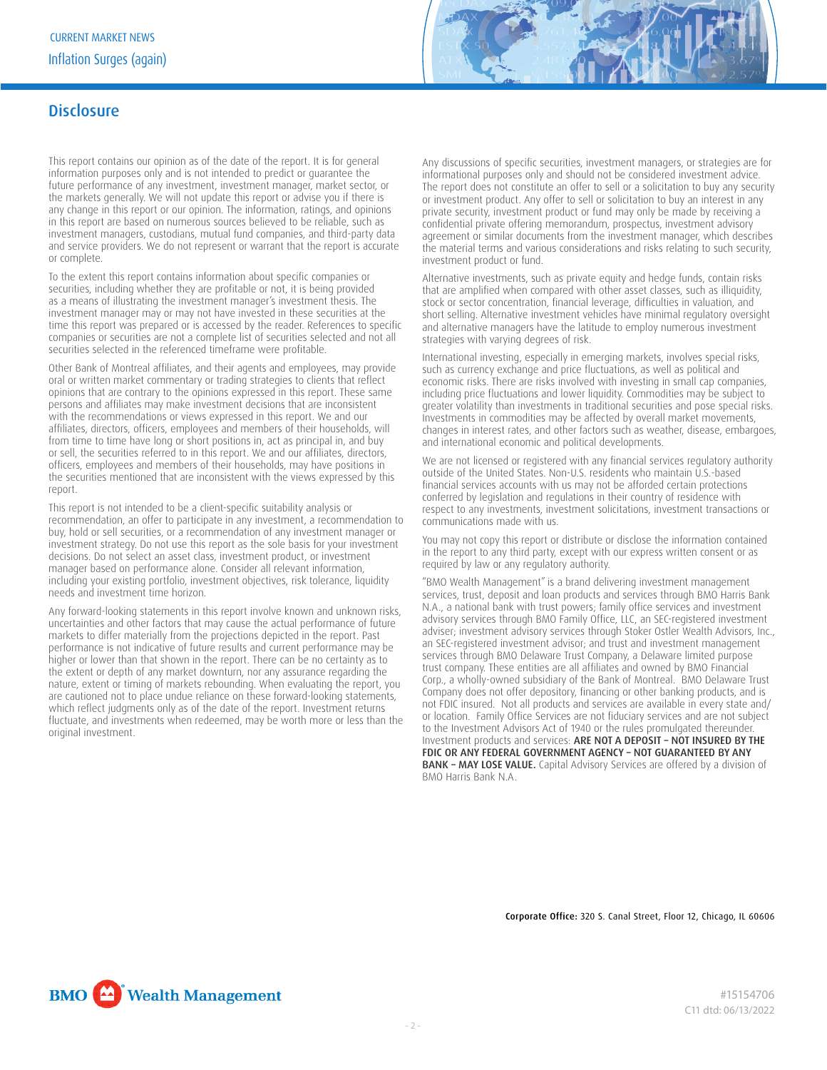## Disclosure

This report contains our opinion as of the date of the report. It is for general information purposes only and is not intended to predict or guarantee the future performance of any investment, investment manager, market sector, or the markets generally. We will not update this report or advise you if there is any change in this report or our opinion. The information, ratings, and opinions in this report are based on numerous sources believed to be reliable, such as investment managers, custodians, mutual fund companies, and third-party data and service providers. We do not represent or warrant that the report is accurate or complete.

To the extent this report contains information about specific companies or securities, including whether they are profitable or not, it is being provided as a means of illustrating the investment manager's investment thesis. The investment manager may or may not have invested in these securities at the time this report was prepared or is accessed by the reader. References to specific companies or securities are not a complete list of securities selected and not all securities selected in the referenced timeframe were profitable.

Other Bank of Montreal affiliates, and their agents and employees, may provide oral or written market commentary or trading strategies to clients that reflect opinions that are contrary to the opinions expressed in this report. These same persons and affiliates may make investment decisions that are inconsistent with the recommendations or views expressed in this report. We and our affiliates, directors, officers, employees and members of their households, will from time to time have long or short positions in, act as principal in, and buy or sell, the securities referred to in this report. We and our affiliates, directors, officers, employees and members of their households, may have positions in the securities mentioned that are inconsistent with the views expressed by this report.

This report is not intended to be a client-specific suitability analysis or recommendation, an offer to participate in any investment, a recommendation to buy, hold or sell securities, or a recommendation of any investment manager or investment strategy. Do not use this report as the sole basis for your investment decisions. Do not select an asset class, investment product, or investment manager based on performance alone. Consider all relevant information, including your existing portfolio, investment objectives, risk tolerance, liquidity needs and investment time horizon.

Any forward-looking statements in this report involve known and unknown risks, uncertainties and other factors that may cause the actual performance of future markets to differ materially from the projections depicted in the report. Past performance is not indicative of future results and current performance may be higher or lower than that shown in the report. There can be no certainty as to the extent or depth of any market downturn, nor any assurance regarding the nature, extent or timing of markets rebounding. When evaluating the report, you are cautioned not to place undue reliance on these forward-looking statements, which reflect judgments only as of the date of the report. Investment returns fluctuate, and investments when redeemed, may be worth more or less than the original investment.

Any discussions of specific securities, investment managers, or strategies are for informational purposes only and should not be considered investment advice. The report does not constitute an offer to sell or a solicitation to buy any security or investment product. Any offer to sell or solicitation to buy an interest in any private security, investment product or fund may only be made by receiving a confidential private offering memorandum, prospectus, investment advisory agreement or similar documents from the investment manager, which describes the material terms and various considerations and risks relating to such security, investment product or fund.

Alternative investments, such as private equity and hedge funds, contain risks that are amplified when compared with other asset classes, such as illiquidity, stock or sector concentration, financial leverage, difficulties in valuation, and short selling. Alternative investment vehicles have minimal regulatory oversight and alternative managers have the latitude to employ numerous investment strategies with varying degrees of risk.

International investing, especially in emerging markets, involves special risks, such as currency exchange and price fluctuations, as well as political and economic risks. There are risks involved with investing in small cap companies, including price fluctuations and lower liquidity. Commodities may be subject to greater volatility than investments in traditional securities and pose special risks. Investments in commodities may be affected by overall market movements, changes in interest rates, and other factors such as weather, disease, embargoes, and international economic and political developments.

We are not licensed or registered with any financial services regulatory authority outside of the United States. Non-U.S. residents who maintain U.S.-based financial services accounts with us may not be afforded certain protections conferred by legislation and regulations in their country of residence with respect to any investments, investment solicitations, investment transactions or communications made with us.

You may not copy this report or distribute or disclose the information contained in the report to any third party, except with our express written consent or as required by law or any regulatory authority.

"BMO Wealth Management" is a brand delivering investment management services, trust, deposit and loan products and services through BMO Harris Bank N.A., a national bank with trust powers; family office services and investment advisory services through BMO Family Office, LLC, an SEC-registered investment adviser; investment advisory services through Stoker Ostler Wealth Advisors, Inc., an SEC-registered investment advisor; and trust and investment management services through BMO Delaware Trust Company, a Delaware limited purpose trust company. These entities are all affiliates and owned by BMO Financial Corp., a wholly-owned subsidiary of the Bank of Montreal. BMO Delaware Trust Company does not offer depository, financing or other banking products, and is not FDIC insured. Not all products and services are available in every state and/or location. Family Office Services are not fiduciary services and are not subject to the Investment Advisors Act of 1940 or the rules promulgated thereunder. Investment products and services: **ARE NOT A DEPOSIT – NOT INSURED BY THE FDIC OR ANY FEDERAL GOVERNMENT AGENCY – NOT GUARANTEED BY ANY BANK – MAY LOSE VALUE.** Capital Advisory Services are offered by a division of BMO Harris Bank N.A.

**Corporate Office:** 320 S. Canal Street, Floor 12, Chicago, IL 60606

BMO Wealth Management

#15154706
C11 dtd: 06/13/2022